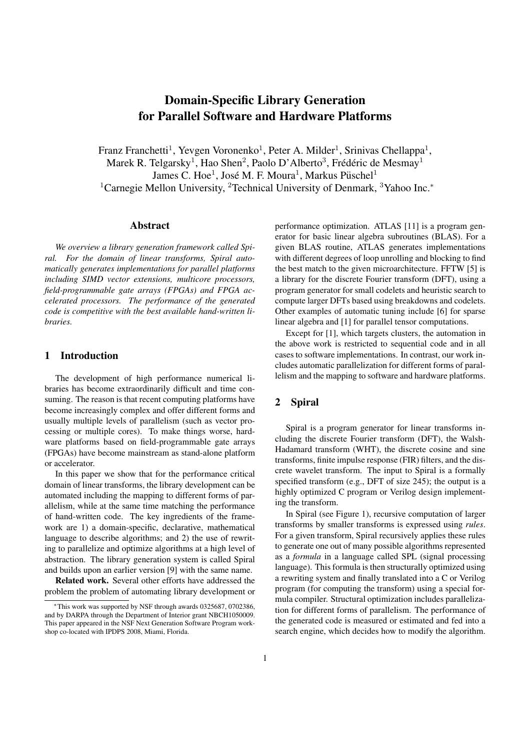# Domain-Specific Library Generation for Parallel Software and Hardware Platforms

Franz Franchetti[1], Yevgen Voronenko[1], Peter A. Milder[1], Srinivas Chellappa[1], Marek R. Telgarsky[1], Hao Shen[2], Paolo D'Alberto[3], Frédéric de Mesmay[1] James C. Hoe[1], José M. F. Moura[1], Markus Püschel[1]

[1]Carnegie Mellon University, [2]Technical University of Denmark, [3]Yahoo Inc.*

## Abstract

*We overview a library generation framework called Spiral. For the domain of linear transforms, Spiral automatically generates implementations for parallel platforms including SIMD vector extensions, multicore processors, field-programmable gate arrays (FPGAs) and FPGA accelerated processors. The performance of the generated code is competitive with the best available hand-written libraries.*

## 1 Introduction

The development of high performance numerical libraries has become extraordinarily difficult and time consuming. The reason is that recent computing platforms have become increasingly complex and offer different forms and usually multiple levels of parallelism (such as vector processing or multiple cores). To make things worse, hardware platforms based on field-programmable gate arrays (FPGAs) have become mainstream as stand-alone platform or accelerator.

In this paper we show that for the performance critical domain of linear transforms, the library development can be automated including the mapping to different forms of parallelism, while at the same time matching the performance of hand-written code. The key ingredients of the framework are 1) a domain-specific, declarative, mathematical language to describe algorithms; and 2) the use of rewriting to parallelize and optimize algorithms at a high level of abstraction. The library generation system is called Spiral and builds upon an earlier version [9] with the same name.

**Related work.** Several other efforts have addressed the problem the problem of automating library development or performance optimization. ATLAS [11] is a program generator for basic linear algebra subroutines (BLAS). For a given BLAS routine, ATLAS generates implementations with different degrees of loop unrolling and blocking to find the best match to the given microarchitecture. FFTW [5] is a library for the discrete Fourier transform (DFT), using a program generator for small codelets and heuristic search to compute larger DFTs based using breakdowns and codelets. Other examples of automatic tuning include [6] for sparse linear algebra and [1] for parallel tensor computations.

Except for [1], which targets clusters, the automation in the above work is restricted to sequential code and in all cases to software implementations. In contrast, our work includes automatic parallelization for different forms of parallelism and the mapping to software and hardware platforms.

## 2 Spiral

Spiral is a program generator for linear transforms including the discrete Fourier transform (DFT), the Walsh-Hadamard transform (WHT), the discrete cosine and sine transforms, finite impulse response (FIR) filters, and the discrete wavelet transform. The input to Spiral is a formally specified transform (e.g., DFT of size 245); the output is a highly optimized C program or Verilog design implementing the transform.

In Spiral (see Figure 1), recursive computation of larger transforms by smaller transforms is expressed using *rules*. For a given transform, Spiral recursively applies these rules to generate one out of many possible algorithms represented as a *formula* in a language called SPL (signal processing language). This formula is then structurally optimized using a rewriting system and finally translated into a C or Verilog program (for computing the transform) using a special formula compiler. Structural optimization includes parallelization for different forms of parallelism. The performance of the generated code is measured or estimated and fed into a search engine, which decides how to modify the algorithm.

*This work was supported by NSF through awards 0325687, 0702386, and by DARPA through the Department of Interior grant NBCH1050009. This paper appeared in the NSF Next Generation Software Program workshop co-located with IPDPS 2008, Miami, Florida.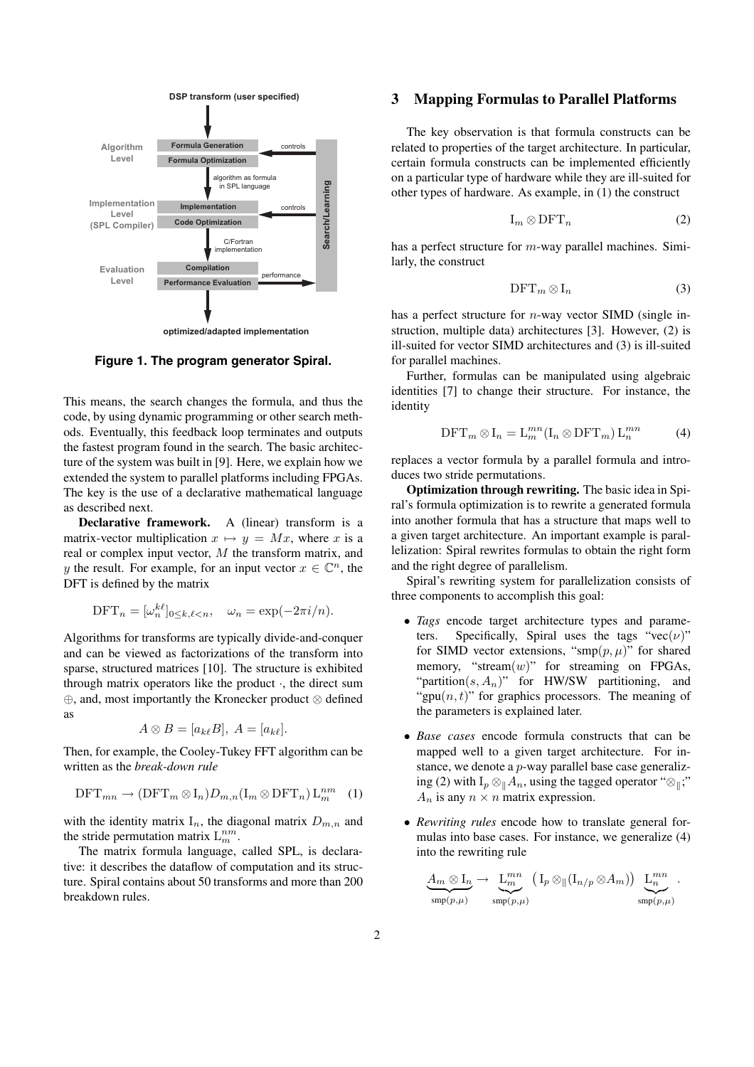Figure 1. The program generator Spiral.

This means, the search changes the formula, and thus the code, by using dynamic programming or other search methods. Eventually, this feedback loop terminates and outputs the fastest program found in the search. The basic architecture of the system was built in [9]. Here, we explain how we extended the system to parallel platforms including FPGAs. The key is the use of a declarative mathematical language as described next.

**Declarative framework.** A (linear) transform is a matrix-vector multiplication $x \mapsto y = Mx$, where $x$ is a real or complex input vector, $M$ the transform matrix, and $y$ the result. For example, for an input vector $x \in \mathbb{C}^n$, the DFT is defined by the matrix

$$\mathrm{DFT}_n = [\omega_n^{k\ell}]_{0 \leq k, \ell < n}, \quad \omega_n = \exp(-2\pi i/n).$$

Algorithms for transforms are typically divide-and-conquer and can be viewed as factorizations of the transform into sparse, structured matrices [10]. The structure is exhibited through matrix operators like the product $\cdot$, the direct sum $\oplus$, and, most importantly the Kronecker product $\otimes$ defined as

$$A \otimes B = [a_{k\ell} B], \; A = [a_{k\ell}].$$

Then, for example, the Cooley-Tukey FFT algorithm can be written as the *break-down rule*

$$\mathrm{DFT}_{mn} \rightarrow (\mathrm{DFT}_m \otimes \mathrm{I}_n) D_{m,n} (\mathrm{I}_m \otimes \mathrm{DFT}_n) \, \mathrm{L}_m^{nm} \quad (1)$$

with the identity matrix $\mathrm{I}_n$, the diagonal matrix $D_{m,n}$ and the stride permutation matrix $\mathrm{L}_m^{nm}$.

The matrix formula language, called SPL, is declarative: it describes the dataflow of computation and its structure. Spiral contains about 50 transforms and more than 200 breakdown rules.

## 3 Mapping Formulas to Parallel Platforms

The key observation is that formula constructs can be related to properties of the target architecture. In particular, certain formula constructs can be implemented efficiently on a particular type of hardware while they are ill-suited for other types of hardware. As example, in (1) the construct

$$\mathrm{I}_m \otimes \mathrm{DFT}_n \quad (2)$$

has a perfect structure for $m$-way parallel machines. Similarly, the construct

$$\mathrm{DFT}_m \otimes \mathrm{I}_n \quad (3)$$

has a perfect structure for $n$-way vector SIMD (single instruction, multiple data) architectures [3]. However, (2) is ill-suited for vector SIMD architectures and (3) is ill-suited for parallel machines.

Further, formulas can be manipulated using algebraic identities [7] to change their structure. For instance, the identity

$$\mathrm{DFT}_m \otimes \mathrm{I}_n = \mathrm{L}_m^{mn} (\mathrm{I}_n \otimes \mathrm{DFT}_m) \, \mathrm{L}_n^{mn} \quad (4)$$

replaces a vector formula by a parallel formula and introduces two stride permutations.

**Optimization through rewriting.** The basic idea in Spiral's formula optimization is to rewrite a generated formula into another formula that has a structure that maps well to a given target architecture. An important example is parallelization: Spiral rewrites formulas to obtain the right form and the right degree of parallelism.

Spiral's rewriting system for parallelization consists of three components to accomplish this goal:

- *Tags* encode target architecture types and parameters. Specifically, Spiral uses the tags "vec($\nu$)" for SIMD vector extensions, "smp($p, \mu$)" for shared memory, "stream($w$)" for streaming on FPGAs, "partition($s, A_n$)" for HW/SW partitioning, and "gpu($n, t$)" for graphics processors. The meaning of the parameters is explained later.
- *Base cases* encode formula constructs that can be mapped well to a given target architecture. For instance, we denote a $p$-way parallel base case generalizing (2) with $\mathrm{I}_p \otimes_\parallel A_n$, using the tagged operator "$\otimes_\parallel$;" $A_n$ is any $n \times n$ matrix expression.
- *Rewriting rules* encode how to translate general formulas into base cases. For instance, we generalize (4) into the rewriting rule

$$\underbrace{A_m \otimes \mathrm{I}_n}_{\mathrm{smp}(p,\mu)} \rightarrow \underbrace{\mathrm{L}_m^{mn}}_{\mathrm{smp}(p,\mu)} \left( \mathrm{I}_p \otimes_\parallel (\mathrm{I}_{n/p} \otimes A_m) \right) \underbrace{\mathrm{L}_n^{mn}}_{\mathrm{smp}(p,\mu)} .$$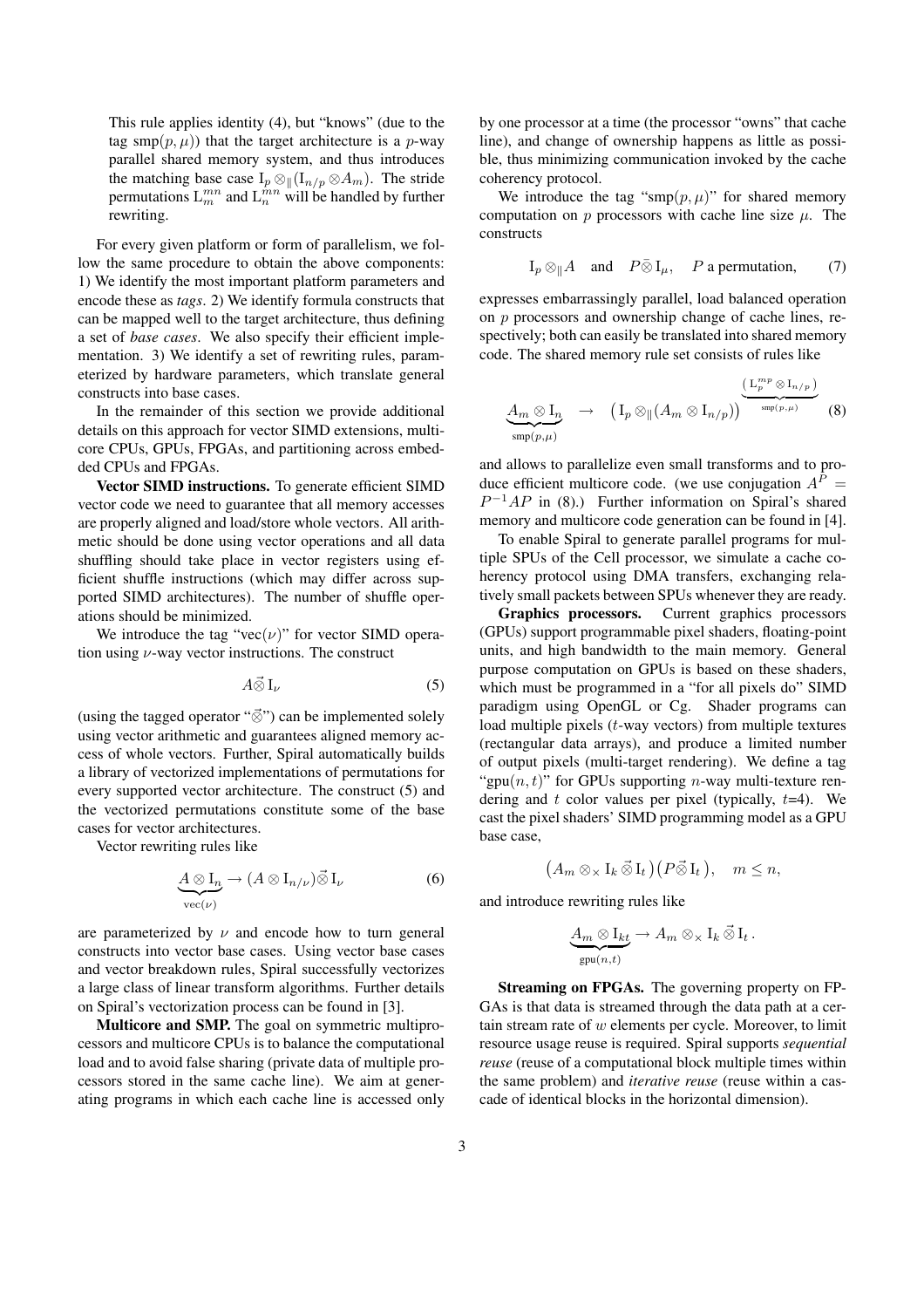This rule applies identity (4), but "knows" (due to the tag $\text{smp}(p, \mu)$) that the target architecture is a $p$-way parallel shared memory system, and thus introduces the matching base case $\mathrm{I}_p \otimes_\| (\mathrm{I}_{n/p} \otimes A_m)$. The stride permutations $\mathrm{L}_m^{mn}$ and $\mathrm{L}_n^{mn}$ will be handled by further rewriting.

For every given platform or form of parallelism, we follow the same procedure to obtain the above components: 1) We identify the most important platform parameters and encode these as *tags*. 2) We identify formula constructs that can be mapped well to the target architecture, thus defining a set of *base cases*. We also specify their efficient implementation. 3) We identify a set of rewriting rules, parameterized by hardware parameters, which translate general constructs into base cases.

In the remainder of this section we provide additional details on this approach for vector SIMD extensions, multicore CPUs, GPUs, FPGAs, and partitioning across embedded CPUs and FPGAs.

**Vector SIMD instructions.** To generate efficient SIMD vector code we need to guarantee that all memory accesses are properly aligned and load/store whole vectors. All arithmetic should be done using vector operations and all data shuffling should take place in vector registers using efficient shuffle instructions (which may differ across supported SIMD architectures). The number of shuffle operations should be minimized.

We introduce the tag "$\text{vec}(\nu)$" for vector SIMD operation using $\nu$-way vector instructions. The construct

$$A \vec{\otimes} \mathrm{I}_\nu \qquad (5)$$

(using the tagged operator "$\vec{\otimes}$") can be implemented solely using vector arithmetic and guarantees aligned memory access of whole vectors. Further, Spiral automatically builds a library of vectorized implementations of permutations for every supported vector architecture. The construct (5) and the vectorized permutations constitute some of the base cases for vector architectures.

Vector rewriting rules like

$$\underbrace{A \otimes \mathrm{I}_n}_{\text{vec}(\nu)} \rightarrow (A \otimes \mathrm{I}_{n/\nu}) \vec{\otimes} \mathrm{I}_\nu \qquad (6)$$

are parameterized by $\nu$ and encode how to turn general constructs into vector base cases. Using vector base cases and vector breakdown rules, Spiral successfully vectorizes a large class of linear transform algorithms. Further details on Spiral's vectorization process can be found in [3].

**Multicore and SMP.** The goal on symmetric multiprocessors and multicore CPUs is to balance the computational load and to avoid false sharing (private data of multiple processors stored in the same cache line). We aim at generating programs in which each cache line is accessed only by one processor at a time (the processor "owns" that cache line), and change of ownership happens as little as possible, thus minimizing communication invoked by the cache coherency protocol.

We introduce the tag "$\text{smp}(p, \mu)$" for shared memory computation on $p$ processors with cache line size $\mu$. The constructs

$$\mathrm{I}_p \otimes_\| A \quad \text{and} \quad P \bar{\otimes} \mathrm{I}_\mu, \quad P \text{ a permutation}, \qquad (7)$$

expresses embarrassingly parallel, load balanced operation on $p$ processors and ownership change of cache lines, respectively; both can easily be translated into shared memory code. The shared memory rule set consists of rules like

$$\underbrace{A_m \otimes \mathrm{I}_n}_{\text{smp}(p,\mu)} \rightarrow \big(\mathrm{I}_p \otimes_\| (A_m \otimes \mathrm{I}_{n/p})\big)^{\overbrace{(\mathrm{L}_p^{mp} \otimes \mathrm{I}_{n/p})}^{\text{smp}(p,\mu)}} \qquad (8)$$

and allows to parallelize even small transforms and to produce efficient multicore code. (we use conjugation $A^P = P^{-1}AP$ in (8).) Further information on Spiral's shared memory and multicore code generation can be found in [4].

To enable Spiral to generate parallel programs for multiple SPUs of the Cell processor, we simulate a cache coherency protocol using DMA transfers, exchanging relatively small packets between SPUs whenever they are ready.

**Graphics processors.** Current graphics processors (GPUs) support programmable pixel shaders, floating-point units, and high bandwidth to the main memory. General purpose computation on GPUs is based on these shaders, which must be programmed in a "for all pixels do" SIMD paradigm using OpenGL or Cg. Shader programs can load multiple pixels ($t$-way vectors) from multiple textures (rectangular data arrays), and produce a limited number of output pixels (multi-target rendering). We define a tag "$\text{gpu}(n, t)$" for GPUs supporting $n$-way multi-texture rendering and $t$ color values per pixel (typically, $t$=4). We cast the pixel shaders' SIMD programming model as a GPU base case,

$$\big(A_m \otimes_\times \mathrm{I}_k \vec{\otimes} \mathrm{I}_t\big)\big(P \vec{\otimes} \mathrm{I}_t\big), \quad m \leq n,$$

and introduce rewriting rules like

$$\underbrace{A_m \otimes \mathrm{I}_{kt}}_{\text{gpu}(n,t)} \rightarrow A_m \otimes_\times \mathrm{I}_k \vec{\otimes} \mathrm{I}_t \, .$$

**Streaming on FPGAs.** The governing property on FPGAs is that data is streamed through the data path at a certain stream rate of $w$ elements per cycle. Moreover, to limit resource usage reuse is required. Spiral supports *sequential reuse* (reuse of a computational block multiple times within the same problem) and *iterative reuse* (reuse within a cascade of identical blocks in the horizontal dimension).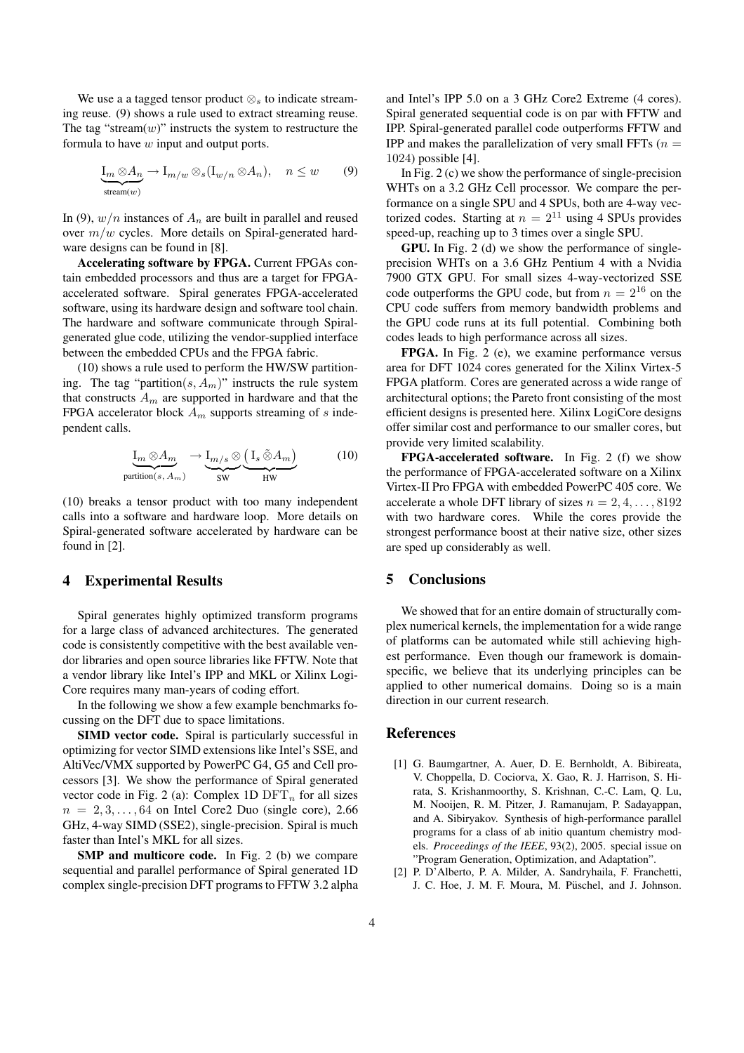We use a a tagged tensor product $\otimes_s$ to indicate streaming reuse. (9) shows a rule used to extract streaming reuse. The tag "stream($w$)" instructs the system to restructure the formula to have $w$ input and output ports.

$$\underbrace{\mathrm{I}_m \otimes A_n}_{\text{stream}(w)} \rightarrow \mathrm{I}_{m/w} \otimes_s (\mathrm{I}_{w/n} \otimes A_n), \quad n \leq w \tag{9}$$

In (9), $w/n$ instances of $A_n$ are built in parallel and reused over $m/w$ cycles. More details on Spiral-generated hardware designs can be found in [8].

**Accelerating software by FPGA.** Current FPGAs contain embedded processors and thus are a target for FPGA-accelerated software. Spiral generates FPGA-accelerated software, using its hardware design and software tool chain. The hardware and software communicate through Spiral-generated glue code, utilizing the vendor-supplied interface between the embedded CPUs and the FPGA fabric.

(10) shows a rule used to perform the HW/SW partitioning. The tag "partition($s, A_m$)" instructs the rule system that constructs $A_m$ are supported in hardware and that the FPGA accelerator block $A_m$ supports streaming of $s$ independent calls.

$$\underbrace{\mathrm{I}_m \otimes A_m}_{\text{partition}(s,\, A_m)} \rightarrow \underbrace{\mathrm{I}_{m/s} \otimes}_{\text{SW}} \underbrace{\left(\mathrm{I}_s \tilde{\otimes} A_m\right)}_{\text{HW}} \tag{10}$$

(10) breaks a tensor product with too many independent calls into a software and hardware loop. More details on Spiral-generated software accelerated by hardware can be found in [2].

## 4 Experimental Results

Spiral generates highly optimized transform programs for a large class of advanced architectures. The generated code is consistently competitive with the best available vendor libraries and open source libraries like FFTW. Note that a vendor library like Intel's IPP and MKL or Xilinx LogiCore requires many man-years of coding effort.

In the following we show a few example benchmarks focussing on the DFT due to space limitations.

**SIMD vector code.** Spiral is particularly successful in optimizing for vector SIMD extensions like Intel's SSE, and AltiVec/VMX supported by PowerPC G4, G5 and Cell processors [3]. We show the performance of Spiral generated vector code in Fig. 2 (a): Complex 1D $\mathrm{DFT}_n$ for all sizes $n = 2, 3, \ldots, 64$ on Intel Core2 Duo (single core), 2.66 GHz, 4-way SIMD (SSE2), single-precision. Spiral is much faster than Intel's MKL for all sizes.

**SMP and multicore code.** In Fig. 2 (b) we compare sequential and parallel performance of Spiral generated 1D complex single-precision DFT programs to FFTW 3.2 alpha and Intel's IPP 5.0 on a 3 GHz Core2 Extreme (4 cores). Spiral generated sequential code is on par with FFTW and IPP. Spiral-generated parallel code outperforms FFTW and IPP and makes the parallelization of very small FFTs ($n = 1024$) possible [4].

In Fig. 2 (c) we show the performance of single-precision WHTs on a 3.2 GHz Cell processor. We compare the performance on a single SPU and 4 SPUs, both are 4-way vectorized codes. Starting at $n = 2^{11}$ using 4 SPUs provides speed-up, reaching up to 3 times over a single SPU.

**GPU.** In Fig. 2 (d) we show the performance of single-precision WHTs on a 3.6 GHz Pentium 4 with a Nvidia 7900 GTX GPU. For small sizes 4-way-vectorized SSE code outperforms the GPU code, but from $n = 2^{16}$ on the CPU code suffers from memory bandwidth problems and the GPU code runs at its full potential. Combining both codes leads to high performance across all sizes.

**FPGA.** In Fig. 2 (e), we examine performance versus area for DFT 1024 cores generated for the Xilinx Virtex-5 FPGA platform. Cores are generated across a wide range of architectural options; the Pareto front consisting of the most efficient designs is presented here. Xilinx LogiCore designs offer similar cost and performance to our smaller cores, but provide very limited scalability.

**FPGA-accelerated software.** In Fig. 2 (f) we show the performance of FPGA-accelerated software on a Xilinx Virtex-II Pro FPGA with embedded PowerPC 405 core. We accelerate a whole DFT library of sizes $n = 2, 4, \ldots, 8192$ with two hardware cores. While the cores provide the strongest performance boost at their native size, other sizes are sped up considerably as well.

## 5 Conclusions

We showed that for an entire domain of structurally complex numerical kernels, the implementation for a wide range of platforms can be automated while still achieving highest performance. Even though our framework is domain-specific, we believe that its underlying principles can be applied to other numerical domains. Doing so is a main direction in our current research.

## References

[1] G. Baumgartner, A. Auer, D. E. Bernholdt, A. Bibireata, V. Choppella, D. Cociorva, X. Gao, R. J. Harrison, S. Hirata, S. Krishanmoorthy, S. Krishnan, C.-C. Lam, Q. Lu, M. Nooijen, R. M. Pitzer, J. Ramanujam, P. Sadayappan, and A. Sibiryakov. Synthesis of high-performance parallel programs for a class of ab initio quantum chemistry models. *Proceedings of the IEEE*, 93(2), 2005. special issue on "Program Generation, Optimization, and Adaptation".

[2] P. D'Alberto, P. A. Milder, A. Sandryhaila, F. Franchetti, J. C. Hoe, J. M. F. Moura, M. Püschel, and J. Johnson.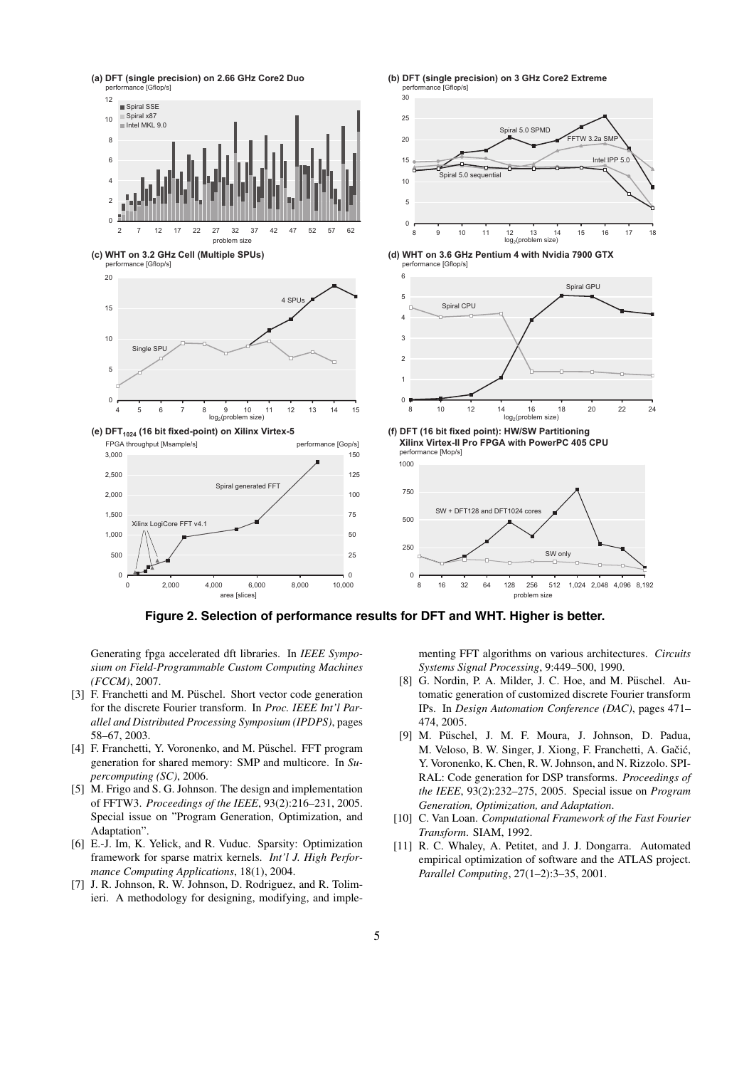**(a) DFT (single precision) on 2.66 GHz Core2 Duo**
performance [Gflop/s]
12
10
8
6
4
2
0
Spiral SSE
Spiral x87
Intel MKL 9.0
2 7 12 17 22 27 32 37 42 47 52 57 62
problem size

**(b) DFT (single precision) on 3 GHz Core2 Extreme**
performance [Gflop/s]
30
25
20
15
10
5
0
Spiral 5.0 SPMD
FFTW 3.2a SMP
Intel IPP 5.0
Spiral 5.0 sequential
8 9 10 11 12 13 14 15 16 17 18
log2(problem size)

**(c) WHT on 3.2 GHz Cell (Multiple SPUs)**
performance [Gflop/s]
20
15
10
5
0
4 SPUs
Single SPU
4 5 6 7 8 9 10 11 12 13 14 15
log2(problem size)

**(d) WHT on 3.6 GHz Pentium 4 with Nvidia 7900 GTX**
performance [Gflop/s]
6
5
4
3
2
1
0
Spiral GPU
Spiral CPU
8 10 12 14 16 18 20 22 24
log2(problem size)

**(e) DFT$_{1024}$ (16 bit fixed-point) on Xilinx Virtex-5**
FPGA throughput [Msample/s]
performance [Gop/s]
3,000 2,500 2,000 1,500 1,000 500 0
150 125 100 75 50 25 0
Spiral generated FFT
Xilinx LogiCore FFT v4.1
0 2,000 4,000 6,000 8,000 10,000
area [slices]

**(f) DFT (16 bit fixed point): HW/SW Partitioning Xilinx Virtex-II Pro FPGA with PowerPC 405 CPU**
performance [Mop/s]
1000
750
500
250
0
SW + DFT128 and DFT1024 cores
SW only
8 16 32 64 128 256 512 1,024 2,048 4,096 8,192
problem size

**Figure 2. Selection of performance results for DFT and WHT. Higher is better.**

Generating fpga accelerated dft libraries. In *IEEE Symposium on Field-Programmable Custom Computing Machines (FCCM)*, 2007.

[3] F. Franchetti and M. Püschel. Short vector code generation for the discrete Fourier transform. In *Proc. IEEE Int'l Parallel and Distributed Processing Symposium (IPDPS)*, pages 58–67, 2003.

[4] F. Franchetti, Y. Voronenko, and M. Püschel. FFT program generation for shared memory: SMP and multicore. In *Supercomputing (SC)*, 2006.

[5] M. Frigo and S. G. Johnson. The design and implementation of FFTW3. *Proceedings of the IEEE*, 93(2):216–231, 2005. Special issue on "Program Generation, Optimization, and Adaptation".

[6] E.-J. Im, K. Yelick, and R. Vuduc. Sparsity: Optimization framework for sparse matrix kernels. *Int'l J. High Performance Computing Applications*, 18(1), 2004.

[7] J. R. Johnson, R. W. Johnson, D. Rodriguez, and R. Tolimieri. A methodology for designing, modifying, and implementing FFT algorithms on various architectures. *Circuits Systems Signal Processing*, 9:449–500, 1990.

[8] G. Nordin, P. A. Milder, J. C. Hoe, and M. Püschel. Automatic generation of customized discrete Fourier transform IPs. In *Design Automation Conference (DAC)*, pages 471–474, 2005.

[9] M. Püschel, J. M. F. Moura, J. Johnson, D. Padua, M. Veloso, B. W. Singer, J. Xiong, F. Franchetti, A. Gačić, Y. Voronenko, K. Chen, R. W. Johnson, and N. Rizzolo. SPIRAL: Code generation for DSP transforms. *Proceedings of the IEEE*, 93(2):232–275, 2005. Special issue on *Program Generation, Optimization, and Adaptation*.

[10] C. Van Loan. *Computational Framework of the Fast Fourier Transform*. SIAM, 1992.

[11] R. C. Whaley, A. Petitet, and J. J. Dongarra. Automated empirical optimization of software and the ATLAS project. *Parallel Computing*, 27(1–2):3–35, 2001.